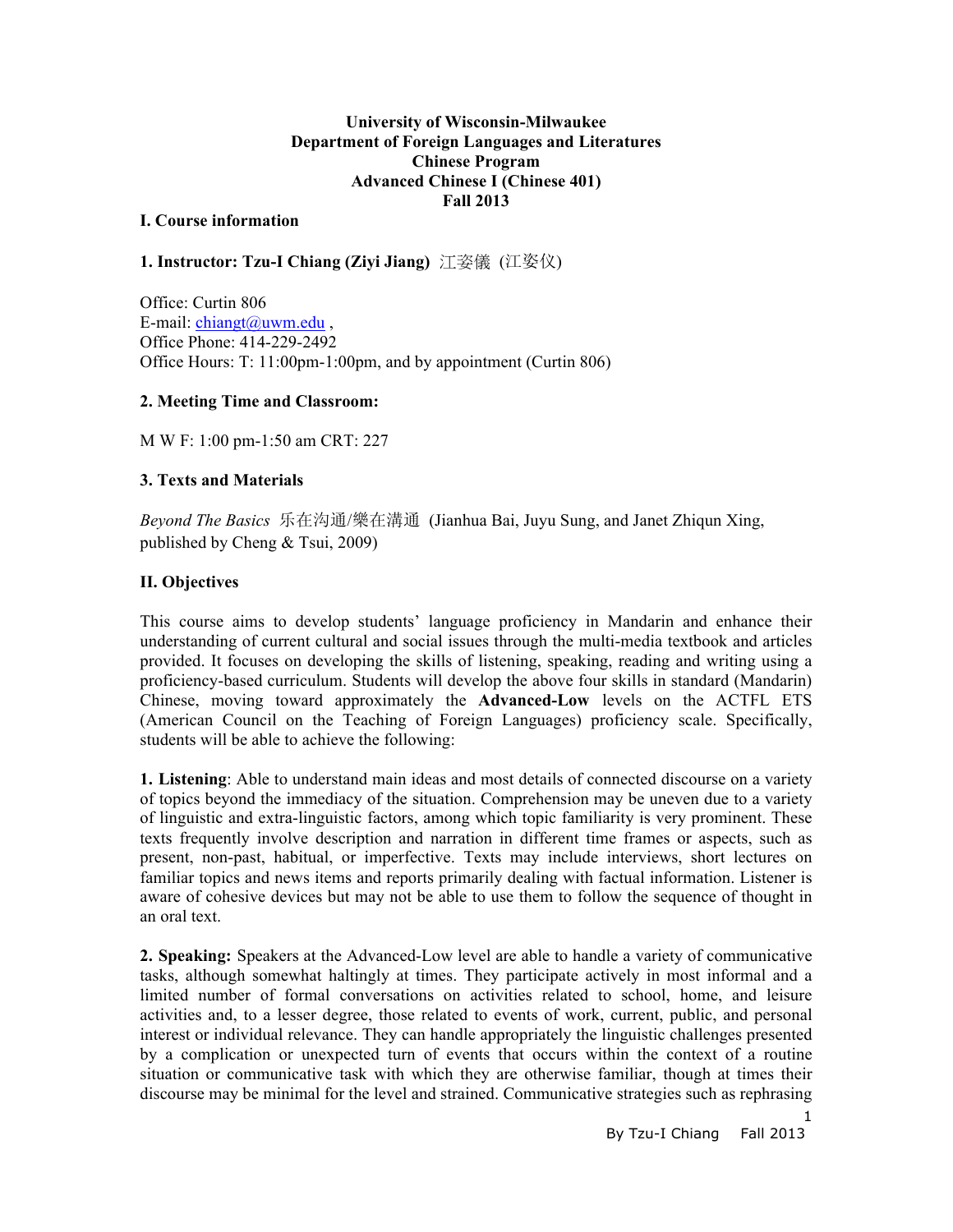**University of Wisconsin-Milwaukee**
**Department of Foreign Languages and Literatures**
**Chinese Program**
**Advanced Chinese I (Chinese 401)**
**Fall 2013**

## I. Course information

### 1. Instructor: Tzu-I Chiang (Ziyi Jiang) 江姿儀 (江姿仪)

Office: Curtin 806
E-mail: chiangt@uwm.edu ,
Office Phone: 414-229-2492
Office Hours: T: 11:00pm-1:00pm, and by appointment (Curtin 806)

### 2. Meeting Time and Classroom:

M W F: 1:00 pm-1:50 am CRT: 227

### 3. Texts and Materials

*Beyond The Basics* 乐在沟通/樂在溝通 (Jianhua Bai, Juyu Sung, and Janet Zhiqun Xing, published by Cheng & Tsui, 2009)

## II. Objectives

This course aims to develop students' language proficiency in Mandarin and enhance their understanding of current cultural and social issues through the multi-media textbook and articles provided. It focuses on developing the skills of listening, speaking, reading and writing using a proficiency-based curriculum. Students will develop the above four skills in standard (Mandarin) Chinese, moving toward approximately the **Advanced-Low** levels on the ACTFL ETS (American Council on the Teaching of Foreign Languages) proficiency scale. Specifically, students will be able to achieve the following:

**1. Listening**: Able to understand main ideas and most details of connected discourse on a variety of topics beyond the immediacy of the situation. Comprehension may be uneven due to a variety of linguistic and extra-linguistic factors, among which topic familiarity is very prominent. These texts frequently involve description and narration in different time frames or aspects, such as present, non-past, habitual, or imperfective. Texts may include interviews, short lectures on familiar topics and news items and reports primarily dealing with factual information. Listener is aware of cohesive devices but may not be able to use them to follow the sequence of thought in an oral text.

**2. Speaking:** Speakers at the Advanced-Low level are able to handle a variety of communicative tasks, although somewhat haltingly at times. They participate actively in most informal and a limited number of formal conversations on activities related to school, home, and leisure activities and, to a lesser degree, those related to events of work, current, public, and personal interest or individual relevance. They can handle appropriately the linguistic challenges presented by a complication or unexpected turn of events that occurs within the context of a routine situation or communicative task with which they are otherwise familiar, though at times their discourse may be minimal for the level and strained. Communicative strategies such as rephrasing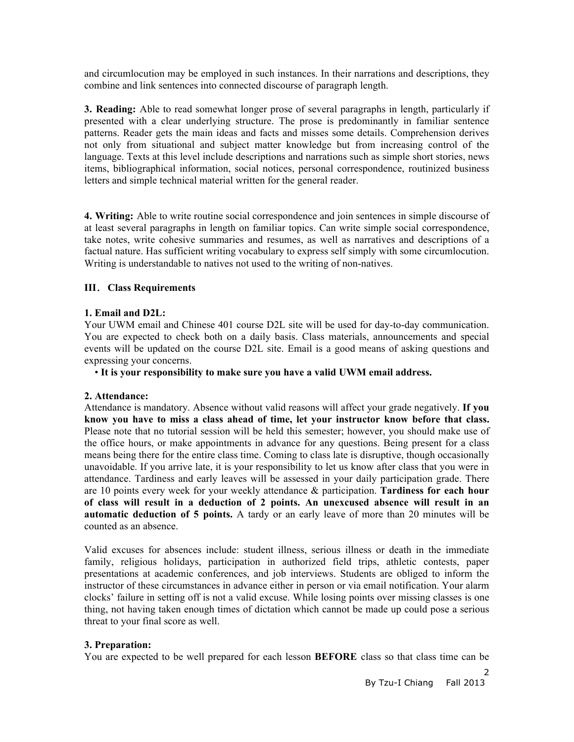and circumlocution may be employed in such instances. In their narrations and descriptions, they combine and link sentences into connected discourse of paragraph length.

**3. Reading:** Able to read somewhat longer prose of several paragraphs in length, particularly if presented with a clear underlying structure. The prose is predominantly in familiar sentence patterns. Reader gets the main ideas and facts and misses some details. Comprehension derives not only from situational and subject matter knowledge but from increasing control of the language. Texts at this level include descriptions and narrations such as simple short stories, news items, bibliographical information, social notices, personal correspondence, routinized business letters and simple technical material written for the general reader.

**4. Writing:** Able to write routine social correspondence and join sentences in simple discourse of at least several paragraphs in length on familiar topics. Can write simple social correspondence, take notes, write cohesive summaries and resumes, as well as narratives and descriptions of a factual nature. Has sufficient writing vocabulary to express self simply with some circumlocution. Writing is understandable to natives not used to the writing of non-natives.

## III. Class Requirements

**1. Email and D2L:**

Your UWM email and Chinese 401 course D2L site will be used for day-to-day communication. You are expected to check both on a daily basis. Class materials, announcements and special events will be updated on the course D2L site. Email is a good means of asking questions and expressing your concerns.

- **It is your responsibility to make sure you have a valid UWM email address.**

**2. Attendance:**

Attendance is mandatory. Absence without valid reasons will affect your grade negatively. **If you know you have to miss a class ahead of time, let your instructor know before that class.** Please note that no tutorial session will be held this semester; however, you should make use of the office hours, or make appointments in advance for any questions. Being present for a class means being there for the entire class time. Coming to class late is disruptive, though occasionally unavoidable. If you arrive late, it is your responsibility to let us know after class that you were in attendance. Tardiness and early leaves will be assessed in your daily participation grade. There are 10 points every week for your weekly attendance & participation. **Tardiness for each hour of class will result in a deduction of 2 points. An unexcused absence will result in an automatic deduction of 5 points.** A tardy or an early leave of more than 20 minutes will be counted as an absence.

Valid excuses for absences include: student illness, serious illness or death in the immediate family, religious holidays, participation in authorized field trips, athletic contests, paper presentations at academic conferences, and job interviews. Students are obliged to inform the instructor of these circumstances in advance either in person or via email notification. Your alarm clocks' failure in setting off is not a valid excuse. While losing points over missing classes is one thing, not having taken enough times of dictation which cannot be made up could pose a serious threat to your final score as well.

**3. Preparation:**

You are expected to be well prepared for each lesson **BEFORE** class so that class time can be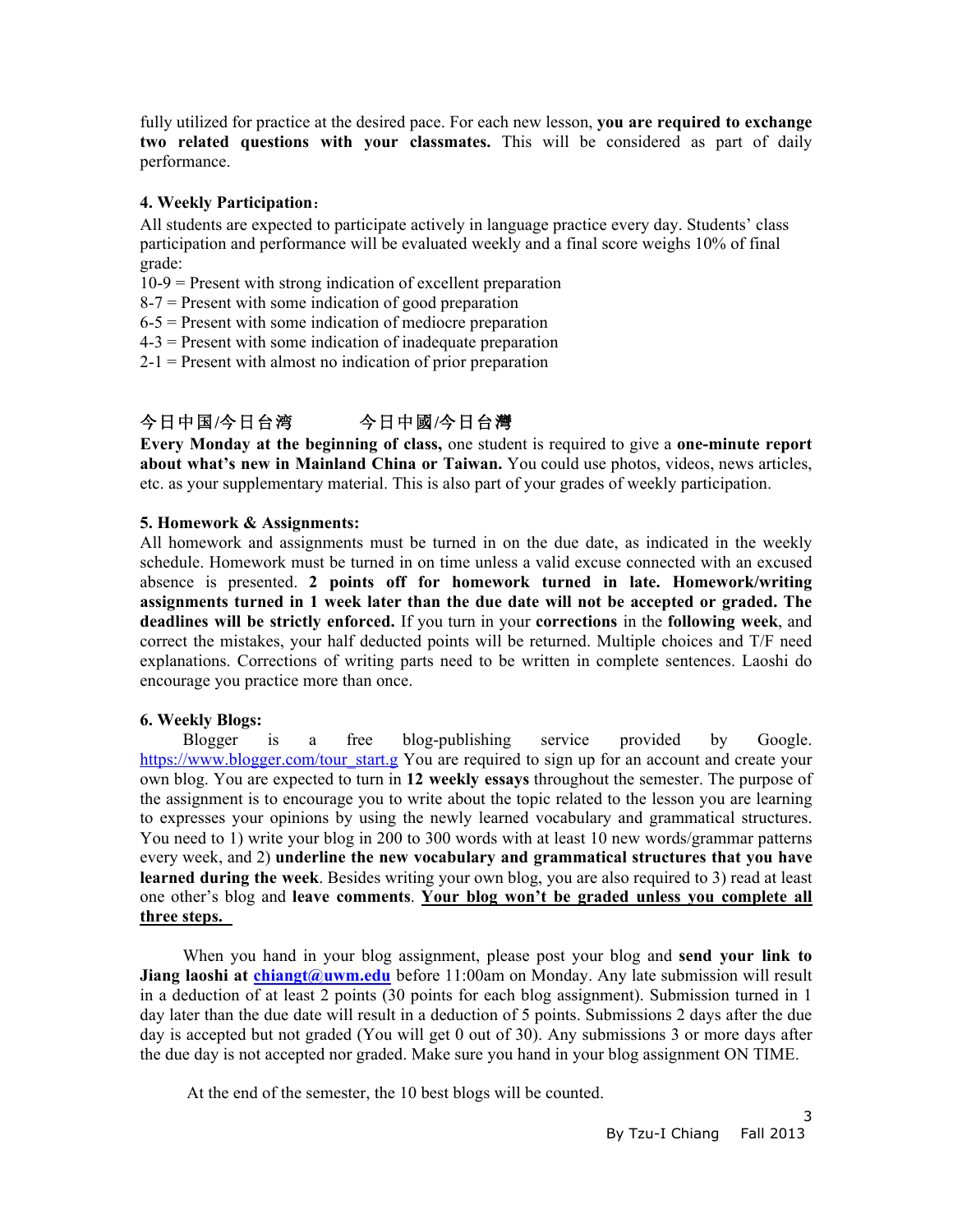fully utilized for practice at the desired pace. For each new lesson, **you are required to exchange two related questions with your classmates.** This will be considered as part of daily performance.

**4. Weekly Participation**:

All students are expected to participate actively in language practice every day. Students' class participation and performance will be evaluated weekly and a final score weighs 10% of final grade:

10-9 = Present with strong indication of excellent preparation
8-7 = Present with some indication of good preparation
6-5 = Present with some indication of mediocre preparation
4-3 = Present with some indication of inadequate preparation
2-1 = Present with almost no indication of prior preparation

今日中国/今日台湾　　　今日中國/今日台灣

**Every Monday at the beginning of class,** one student is required to give a **one-minute report about what's new in Mainland China or Taiwan.** You could use photos, videos, news articles, etc. as your supplementary material. This is also part of your grades of weekly participation.

**5. Homework & Assignments:**

All homework and assignments must be turned in on the due date, as indicated in the weekly schedule. Homework must be turned in on time unless a valid excuse connected with an excused absence is presented. **2 points off for homework turned in late. Homework/writing assignments turned in 1 week later than the due date will not be accepted or graded. The deadlines will be strictly enforced.** If you turn in your **corrections** in the **following week**, and correct the mistakes, your half deducted points will be returned. Multiple choices and T/F need explanations. Corrections of writing parts need to be written in complete sentences. Laoshi do encourage you practice more than once.

**6. Weekly Blogs:**

Blogger is a free blog-publishing service provided by Google. https://www.blogger.com/tour_start.g You are required to sign up for an account and create your own blog. You are expected to turn in **12 weekly essays** throughout the semester. The purpose of the assignment is to encourage you to write about the topic related to the lesson you are learning to expresses your opinions by using the newly learned vocabulary and grammatical structures. You need to 1) write your blog in 200 to 300 words with at least 10 new words/grammar patterns every week, and 2) **underline the new vocabulary and grammatical structures that you have learned during the week**. Besides writing your own blog, you are also required to 3) read at least one other's blog and **leave comments**. **<u>Your blog won't be graded unless you complete all three steps.</u>**

When you hand in your blog assignment, please post your blog and **send your link to Jiang laoshi at chiangt@uwm.edu** before 11:00am on Monday. Any late submission will result in a deduction of at least 2 points (30 points for each blog assignment). Submission turned in 1 day later than the due date will result in a deduction of 5 points. Submissions 2 days after the due day is accepted but not graded (You will get 0 out of 30). Any submissions 3 or more days after the due day is not accepted nor graded. Make sure you hand in your blog assignment ON TIME.

At the end of the semester, the 10 best blogs will be counted.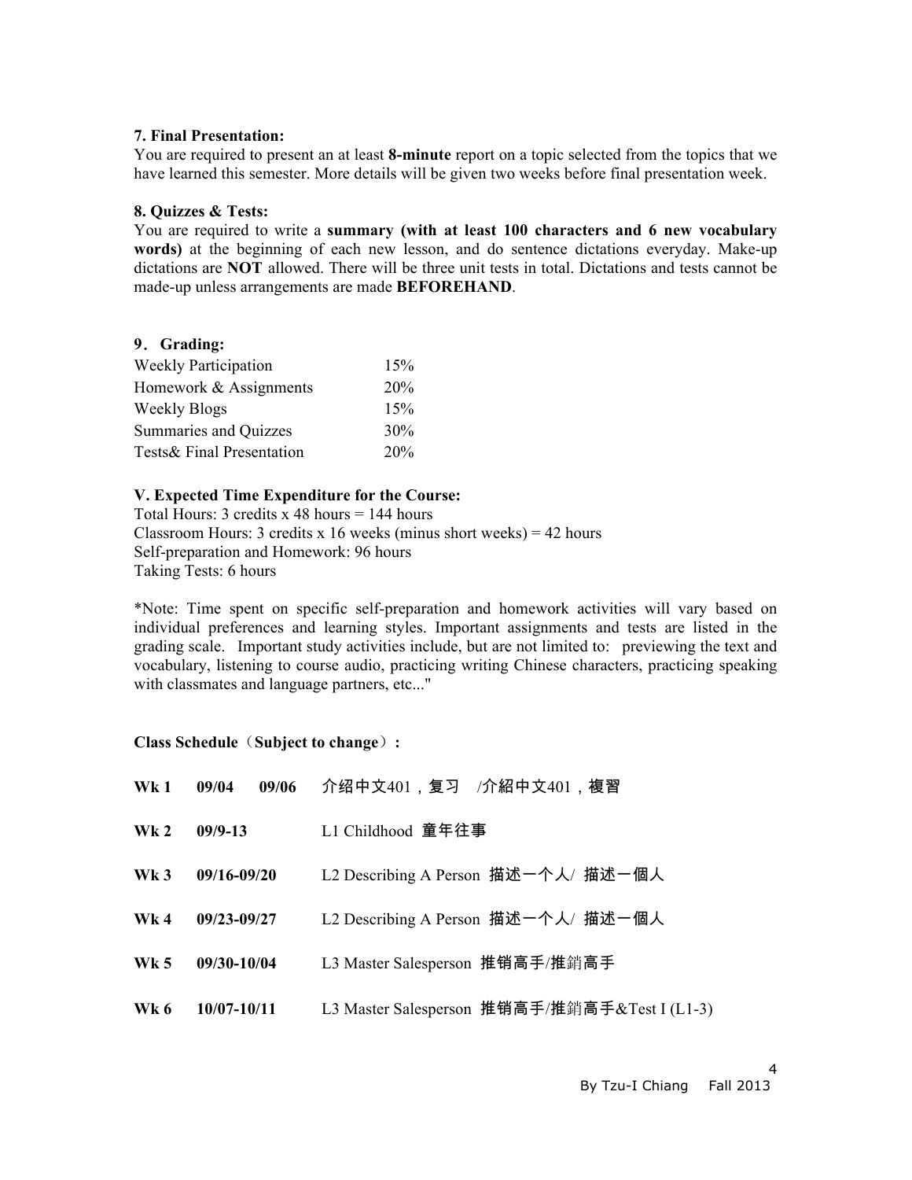**7. Final Presentation:**

You are required to present an at least **8-minute** report on a topic selected from the topics that we have learned this semester. More details will be given two weeks before final presentation week.

**8. Quizzes & Tests:**

You are required to write a **summary (with at least 100 characters and 6 new vocabulary words)** at the beginning of each new lesson, and do sentence dictations everyday. Make-up dictations are **NOT** allowed. There will be three unit tests in total. Dictations and tests cannot be made-up unless arrangements are made **BEFOREHAND**.

**9．Grading:**

| | |
|---|---|
| Weekly Participation | 15% |
| Homework & Assignments | 20% |
| Weekly Blogs | 15% |
| Summaries and Quizzes | 30% |
| Tests& Final Presentation | 20% |

**V. Expected Time Expenditure for the Course:**

Total Hours: 3 credits x 48 hours = 144 hours
Classroom Hours: 3 credits x 16 weeks (minus short weeks) = 42 hours
Self-preparation and Homework: 96 hours
Taking Tests: 6 hours

*Note: Time spent on specific self-preparation and homework activities will vary based on individual preferences and learning styles. Important assignments and tests are listed in the grading scale. Important study activities include, but are not limited to: previewing the text and vocabulary, listening to course audio, practicing writing Chinese characters, practicing speaking with classmates and language partners, etc..."

**Class Schedule（Subject to change）:**

| | | |
|---|---|---|
| **Wk 1** | **09/04 09/06** | 介绍中文401，复习 /介紹中文401，複習 |
| **Wk 2** | **09/9-13** | L1 Childhood 童年往事 |
| **Wk 3** | **09/16-09/20** | L2 Describing A Person 描述一个人/ 描述一個人 |
| **Wk 4** | **09/23-09/27** | L2 Describing A Person 描述一个人/ 描述一個人 |
| **Wk 5** | **09/30-10/04** | L3 Master Salesperson 推销高手/推銷高手 |
| **Wk 6** | **10/07-10/11** | L3 Master Salesperson 推销高手/推銷高手&Test I (L1-3) |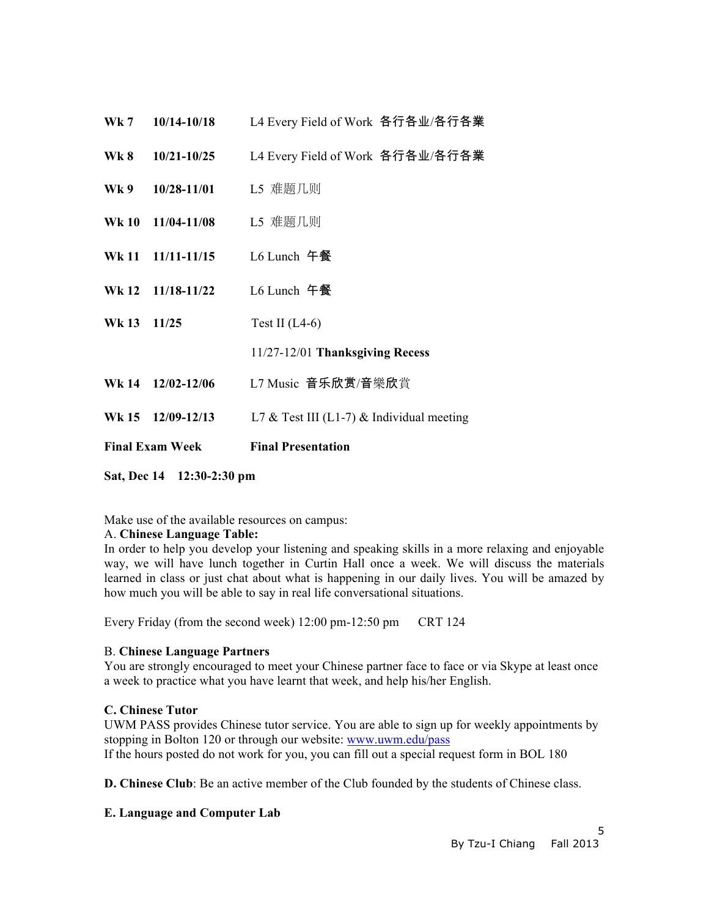| | | |
|---|---|---|
| **Wk 7** | **10/14-10/18** | L4 Every Field of Work 各行各业/各行各業 |
| **Wk 8** | **10/21-10/25** | L4 Every Field of Work 各行各业/各行各業 |
| **Wk 9** | **10/28-11/01** | L5 难题几则 |
| **Wk 10** | **11/04-11/08** | L5 难题几则 |
| **Wk 11** | **11/11-11/15** | L6 Lunch 午餐 |
| **Wk 12** | **11/18-11/22** | L6 Lunch 午餐 |
| **Wk 13** | **11/25** | Test II (L4-6) |
| | | 11/27-12/01 **Thanksgiving Recess** |
| **Wk 14** | **12/02-12/06** | L7 Music 音乐欣赏/音樂欣賞 |
| **Wk 15** | **12/09-12/13** | L7 & Test III (L1-7) & Individual meeting |
| **Final Exam Week** | | **Final Presentation** |
| **Sat, Dec 14** | **12:30-2:30 pm** | |

Make use of the available resources on campus:

A. **Chinese Language Table:**
In order to help you develop your listening and speaking skills in a more relaxing and enjoyable way, we will have lunch together in Curtin Hall once a week. We will discuss the materials learned in class or just chat about what is happening in our daily lives. You will be amazed by how much you will be able to say in real life conversational situations.

Every Friday (from the second week) 12:00 pm-12:50 pm   CRT 124

B. **Chinese Language Partners**
You are strongly encouraged to meet your Chinese partner face to face or via Skype at least once a week to practice what you have learnt that week, and help his/her English.

**C. Chinese Tutor**
UWM PASS provides Chinese tutor service. You are able to sign up for weekly appointments by stopping in Bolton 120 or through our website: www.uwm.edu/pass
If the hours posted do not work for you, you can fill out a special request form in BOL 180

**D. Chinese Club**: Be an active member of the Club founded by the students of Chinese class.

**E. Language and Computer Lab**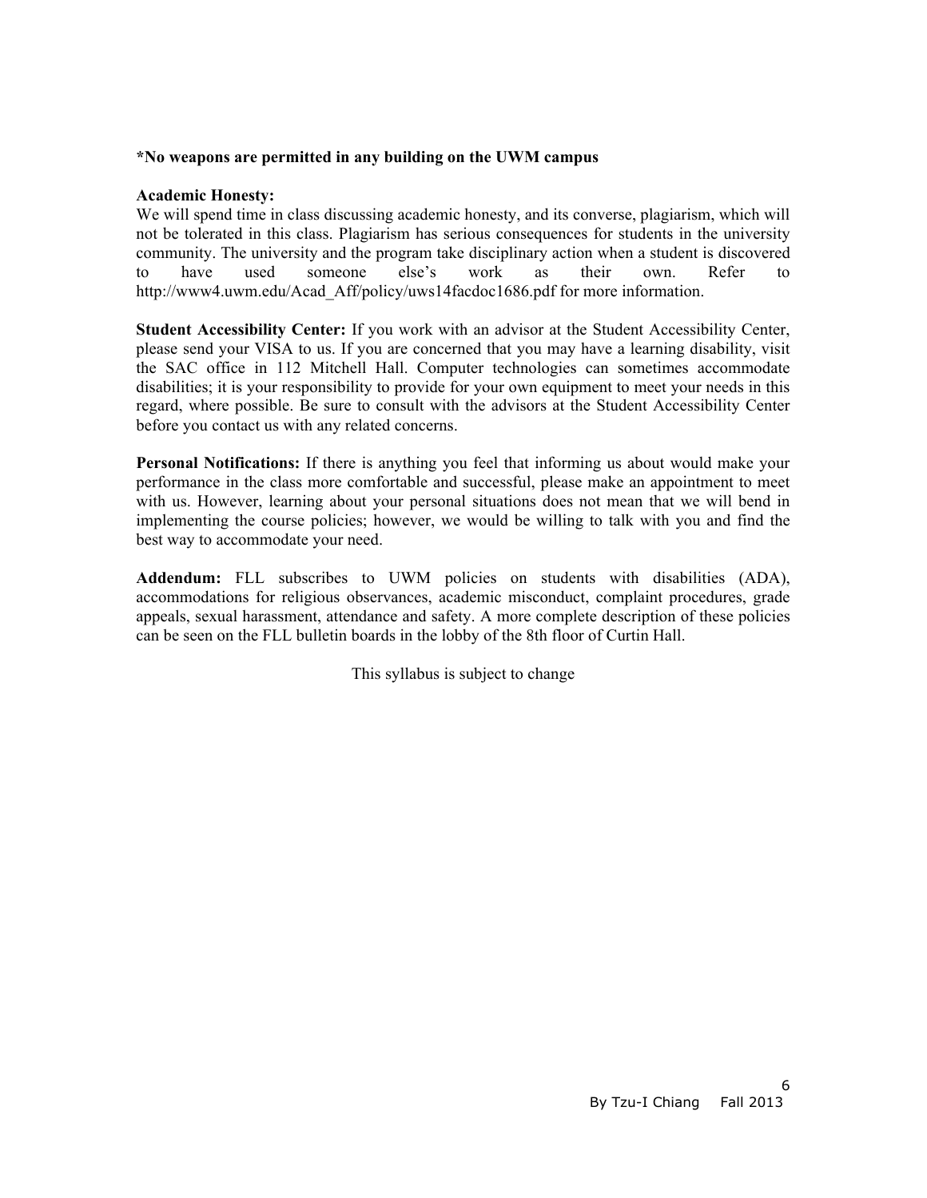**\*No weapons are permitted in any building on the UWM campus**

**Academic Honesty:**
We will spend time in class discussing academic honesty, and its converse, plagiarism, which will not be tolerated in this class. Plagiarism has serious consequences for students in the university community. The university and the program take disciplinary action when a student is discovered to have used someone else's work as their own. Refer to http://www4.uwm.edu/Acad_Aff/policy/uws14facdoc1686.pdf for more information.

**Student Accessibility Center:** If you work with an advisor at the Student Accessibility Center, please send your VISA to us. If you are concerned that you may have a learning disability, visit the SAC office in 112 Mitchell Hall. Computer technologies can sometimes accommodate disabilities; it is your responsibility to provide for your own equipment to meet your needs in this regard, where possible. Be sure to consult with the advisors at the Student Accessibility Center before you contact us with any related concerns.

**Personal Notifications:** If there is anything you feel that informing us about would make your performance in the class more comfortable and successful, please make an appointment to meet with us. However, learning about your personal situations does not mean that we will bend in implementing the course policies; however, we would be willing to talk with you and find the best way to accommodate your need.

**Addendum:** FLL subscribes to UWM policies on students with disabilities (ADA), accommodations for religious observances, academic misconduct, complaint procedures, grade appeals, sexual harassment, attendance and safety. A more complete description of these policies can be seen on the FLL bulletin boards in the lobby of the 8th floor of Curtin Hall.

This syllabus is subject to change